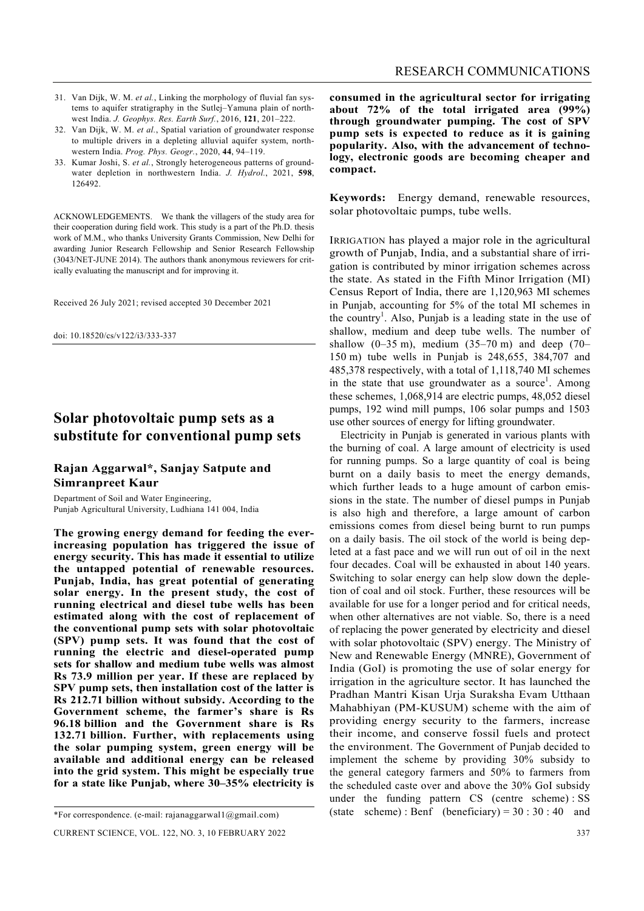31. Van Dijk, W. M. *et al.*, Linking the morphology of fluvial fan systems to aquifer stratigraphy in the Sutlej–Yamuna plain of northwest India. *J. Geophys. Res. Earth Surf.*, 2016, **121**, 201–222.
32. Van Dijk, W. M. *et al.*, Spatial variation of groundwater response to multiple drivers in a depleting alluvial aquifer system, northwestern India. *Prog. Phys. Geogr.*, 2020, **44**, 94–119.
33. Kumar Joshi, S. *et al.*, Strongly heterogeneous patterns of groundwater depletion in northwestern India. *J. Hydrol.*, 2021, **598**, 126492.

ACKNOWLEDGEMENTS. We thank the villagers of the study area for their cooperation during field work. This study is a part of the Ph.D. thesis work of M.M., who thanks University Grants Commission, New Delhi for awarding Junior Research Fellowship and Senior Research Fellowship (3043/NET-JUNE 2014). The authors thank anonymous reviewers for critically evaluating the manuscript and for improving it.

Received 26 July 2021; revised accepted 30 December 2021

doi: 10.18520/cs/v122/i3/333-337

# Solar photovoltaic pump sets as a substitute for conventional pump sets

## Rajan Aggarwal*, Sanjay Satpute and Simranpreet Kaur

Department of Soil and Water Engineering, Punjab Agricultural University, Ludhiana 141 004, India

**The growing energy demand for feeding the ever-increasing population has triggered the issue of energy security. This has made it essential to utilize the untapped potential of renewable resources. Punjab, India, has great potential of generating solar energy. In the present study, the cost of running electrical and diesel tube wells has been estimated along with the cost of replacement of the conventional pump sets with solar photovoltaic (SPV) pump sets. It was found that the cost of running the electric and diesel-operated pump sets for shallow and medium tube wells was almost Rs 73.9 million per year. If these are replaced by SPV pump sets, then installation cost of the latter is Rs 212.71 billion without subsidy. According to the Government scheme, the farmer's share is Rs 96.18 billion and the Government share is Rs 132.71 billion. Further, with replacements using the solar pumping system, green energy will be available and additional energy can be released into the grid system. This might be especially true for a state like Punjab, where 30–35% electricity is consumed in the agricultural sector for irrigating about 72% of the total irrigated area (99%) through groundwater pumping. The cost of SPV pump sets is expected to reduce as it is gaining popularity. Also, with the advancement of technology, electronic goods are becoming cheaper and compact.**

**Keywords:** Energy demand, renewable resources, solar photovoltaic pumps, tube wells.

\*For correspondence. (e-mail: rajanaggarwal1@gmail.com)

IRRIGATION has played a major role in the agricultural growth of Punjab, India, and a substantial share of irrigation is contributed by minor irrigation schemes across the state. As stated in the Fifth Minor Irrigation (MI) Census Report of India, there are 1,120,963 MI schemes in Punjab, accounting for 5% of the total MI schemes in the country[1]. Also, Punjab is a leading state in the use of shallow, medium and deep tube wells. The number of shallow (0–35 m), medium (35–70 m) and deep (70–150 m) tube wells in Punjab is 248,655, 384,707 and 485,378 respectively, with a total of 1,118,740 MI schemes in the state that use groundwater as a source[1]. Among these schemes, 1,068,914 are electric pumps, 48,052 diesel pumps, 192 wind mill pumps, 106 solar pumps and 1503 use other sources of energy for lifting groundwater.

Electricity in Punjab is generated in various plants with the burning of coal. A large amount of electricity is used for running pumps. So a large quantity of coal is being burnt on a daily basis to meet the energy demands, which further leads to a huge amount of carbon emissions in the state. The number of diesel pumps in Punjab is also high and therefore, a large amount of carbon emissions comes from diesel being burnt to run pumps on a daily basis. The oil stock of the world is being depleted at a fast pace and we will run out of oil in the next four decades. Coal will be exhausted in about 140 years. Switching to solar energy can help slow down the depletion of coal and oil stock. Further, these resources will be available for use for a longer period and for critical needs, when other alternatives are not viable. So, there is a need of replacing the power generated by electricity and diesel with solar photovoltaic (SPV) energy. The Ministry of New and Renewable Energy (MNRE), Government of India (GoI) is promoting the use of solar energy for irrigation in the agriculture sector. It has launched the Pradhan Mantri Kisan Urja Suraksha Evam Utthaan Mahabhiyan (PM-KUSUM) scheme with the aim of providing energy security to the farmers, increase their income, and conserve fossil fuels and protect the environment. The Government of Punjab decided to implement the scheme by providing 30% subsidy to the general category farmers and 50% to farmers from the scheduled caste over and above the 30% GoI subsidy under the funding pattern CS (centre scheme) : SS (state scheme) : Benf (beneficiary) = 30 : 30 : 40 and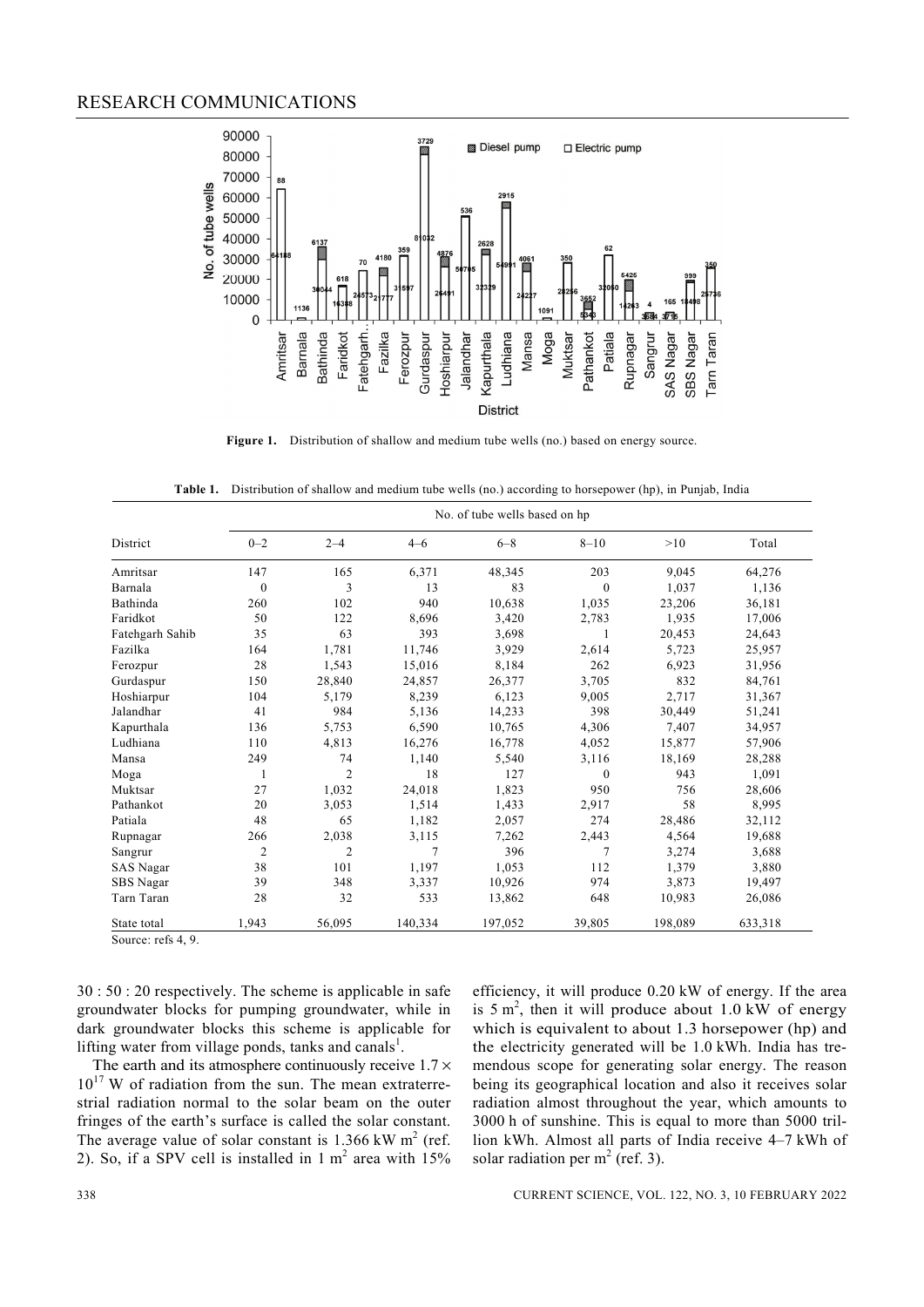Figure 1. Distribution of shallow and medium tube wells (no.) based on energy source.

**Table 1.** Distribution of shallow and medium tube wells (no.) according to horsepower (hp), in Punjab, India

| District | No. of tube wells based on hp | | | | | | |
|---|---|---|---|---|---|---|---|
| | 0–2 | 2–4 | 4–6 | 6–8 | 8–10 | >10 | Total |
| Amritsar | 147 | 165 | 6,371 | 48,345 | 203 | 9,045 | 64,276 |
| Barnala | 0 | 3 | 13 | 83 | 0 | 1,037 | 1,136 |
| Bathinda | 260 | 102 | 940 | 10,638 | 1,035 | 23,206 | 36,181 |
| Faridkot | 50 | 122 | 8,696 | 3,420 | 2,783 | 1,935 | 17,006 |
| Fatehgarh Sahib | 35 | 63 | 393 | 3,698 | 1 | 20,453 | 24,643 |
| Fazilka | 164 | 1,781 | 11,746 | 3,929 | 2,614 | 5,723 | 25,957 |
| Ferozpur | 28 | 1,543 | 15,016 | 8,184 | 262 | 6,923 | 31,956 |
| Gurdaspur | 150 | 28,840 | 24,857 | 26,377 | 3,705 | 832 | 84,761 |
| Hoshiarpur | 104 | 5,179 | 8,239 | 6,123 | 9,005 | 2,717 | 31,367 |
| Jalandhar | 41 | 984 | 5,136 | 14,233 | 398 | 30,449 | 51,241 |
| Kapurthala | 136 | 5,753 | 6,590 | 10,765 | 4,306 | 7,407 | 34,957 |
| Ludhiana | 110 | 4,813 | 16,276 | 16,778 | 4,052 | 15,877 | 57,906 |
| Mansa | 249 | 74 | 1,140 | 5,540 | 3,116 | 18,169 | 28,288 |
| Moga | 1 | 2 | 18 | 127 | 0 | 943 | 1,091 |
| Muktsar | 27 | 1,032 | 24,018 | 1,823 | 950 | 756 | 28,606 |
| Pathankot | 20 | 3,053 | 1,514 | 1,433 | 2,917 | 58 | 8,995 |
| Patiala | 48 | 65 | 1,182 | 2,057 | 274 | 28,486 | 32,112 |
| Rupnagar | 266 | 2,038 | 3,115 | 7,262 | 2,443 | 4,564 | 19,688 |
| Sangrur | 2 | 2 | 7 | 396 | 7 | 3,274 | 3,688 |
| SAS Nagar | 38 | 101 | 1,197 | 1,053 | 112 | 1,379 | 3,880 |
| SBS Nagar | 39 | 348 | 3,337 | 10,926 | 974 | 3,873 | 19,497 |
| Tarn Taran | 28 | 32 | 533 | 13,862 | 648 | 10,983 | 26,086 |
| State total | 1,943 | 56,095 | 140,334 | 197,052 | 39,805 | 198,089 | 633,318 |

Source: refs 4, 9.

30 : 50 : 20 respectively. The scheme is applicable in safe groundwater blocks for pumping groundwater, while in dark groundwater blocks this scheme is applicable for lifting water from village ponds, tanks and canals[1].

The earth and its atmosphere continuously receive $1.7 \times 10^{17}$ W of radiation from the sun. The mean extraterrestrial radiation normal to the solar beam on the outer fringes of the earth's surface is called the solar constant. The average value of solar constant is 1.366 kW $m^2$ (ref. 2). So, if a SPV cell is installed in 1 $m^2$ area with 15% efficiency, it will produce 0.20 kW of energy. If the area is 5 $m^2$, then it will produce about 1.0 kW of energy which is equivalent to about 1.3 horsepower (hp) and the electricity generated will be 1.0 kWh. India has tremendous scope for generating solar energy. The reason being its geographical location and also it receives solar radiation almost throughout the year, which amounts to 3000 h of sunshine. This is equal to more than 5000 trillion kWh. Almost all parts of India receive 4–7 kWh of solar radiation per $m^2$ (ref. 3).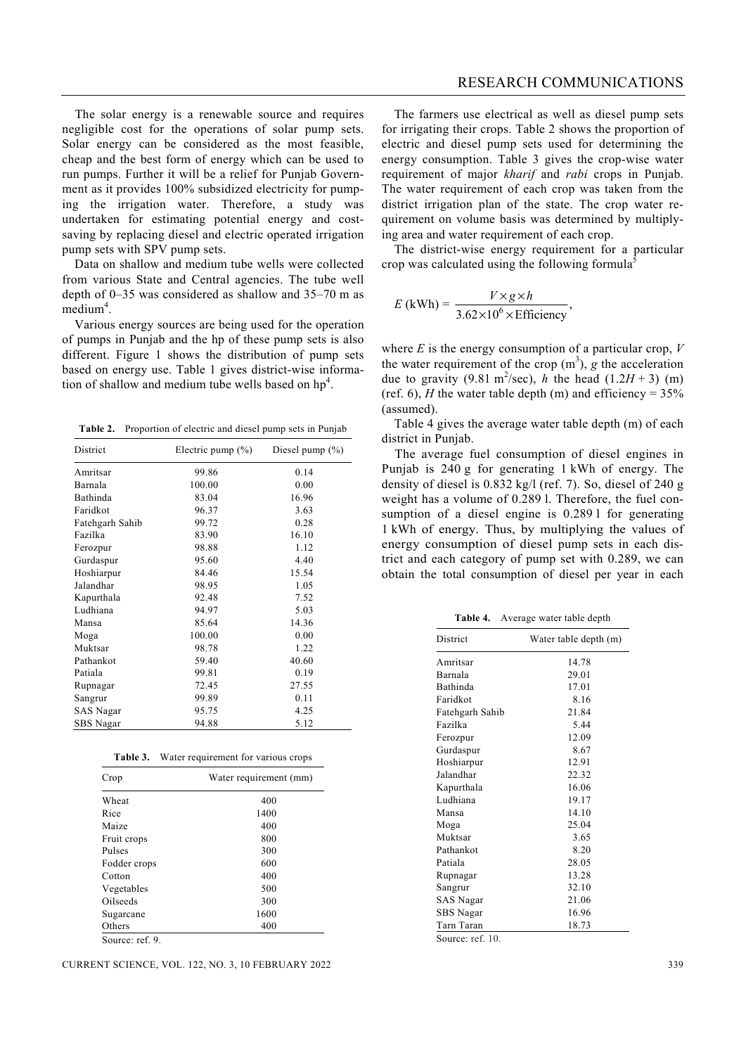The solar energy is a renewable source and requires negligible cost for the operations of solar pump sets. Solar energy can be considered as the most feasible, cheap and the best form of energy which can be used to run pumps. Further it will be a relief for Punjab Government as it provides 100% subsidized electricity for pumping the irrigation water. Therefore, a study was undertaken for estimating potential energy and cost-saving by replacing diesel and electric operated irrigation pump sets with SPV pump sets.

Data on shallow and medium tube wells were collected from various State and Central agencies. The tube well depth of 0–35 was considered as shallow and 35–70 m as medium[4].

Various energy sources are being used for the operation of pumps in Punjab and the hp of these pump sets is also different. Figure 1 shows the distribution of pump sets based on energy use. Table 1 gives district-wise information of shallow and medium tube wells based on hp[4].

**Table 2.** Proportion of electric and diesel pump sets in Punjab

| District | Electric pump (%) | Diesel pump (%) |
|---|---|---|
| Amritsar | 99.86 | 0.14 |
| Barnala | 100.00 | 0.00 |
| Bathinda | 83.04 | 16.96 |
| Faridkot | 96.37 | 3.63 |
| Fatehgarh Sahib | 99.72 | 0.28 |
| Fazilka | 83.90 | 16.10 |
| Ferozpur | 98.88 | 1.12 |
| Gurdaspur | 95.60 | 4.40 |
| Hoshiarpur | 84.46 | 15.54 |
| Jalandhar | 98.95 | 1.05 |
| Kapurthala | 92.48 | 7.52 |
| Ludhiana | 94.97 | 5.03 |
| Mansa | 85.64 | 14.36 |
| Moga | 100.00 | 0.00 |
| Muktsar | 98.78 | 1.22 |
| Pathankot | 59.40 | 40.60 |
| Patiala | 99.81 | 0.19 |
| Rupnagar | 72.45 | 27.55 |
| Sangrur | 99.89 | 0.11 |
| SAS Nagar | 95.75 | 4.25 |
| SBS Nagar | 94.88 | 5.12 |

**Table 3.** Water requirement for various crops

| Crop | Water requirement (mm) |
|---|---|
| Wheat | 400 |
| Rice | 1400 |
| Maize | 400 |
| Fruit crops | 800 |
| Pulses | 300 |
| Fodder crops | 600 |
| Cotton | 400 |
| Vegetables | 500 |
| Oilseeds | 300 |
| Sugarcane | 1600 |
| Others | 400 |

Source: ref. 9.

The farmers use electrical as well as diesel pump sets for irrigating their crops. Table 2 shows the proportion of electric and diesel pump sets used for determining the energy consumption. Table 3 gives the crop-wise water requirement of major *kharif* and *rabi* crops in Punjab. The water requirement of each crop was taken from the district irrigation plan of the state. The crop water requirement on volume basis was determined by multiplying area and water requirement of each crop.

The district-wise energy requirement for a particular crop was calculated using the following formula[5]

$$E\ (\text{kWh}) = \frac{V \times g \times h}{3.62 \times 10^6 \times \text{Efficiency}},$$

where $E$ is the energy consumption of a particular crop, $V$ the water requirement of the crop ($m^3$), $g$ the acceleration due to gravity (9.81 $m^2$/sec), $h$ the head $(1.2H + 3)$ (m) (ref. 6), $H$ the water table depth (m) and efficiency = 35% (assumed).

Table 4 gives the average water table depth (m) of each district in Punjab.

The average fuel consumption of diesel engines in Punjab is 240 g for generating 1 kWh of energy. The density of diesel is 0.832 kg/l (ref. 7). So, diesel of 240 g weight has a volume of 0.289 l. Therefore, the fuel consumption of a diesel engine is 0.289 l for generating 1 kWh of energy. Thus, by multiplying the values of energy consumption of diesel pump sets in each district and each category of pump set with 0.289, we can obtain the total consumption of diesel per year in each

**Table 4.** Average water table depth

| District | Water table depth (m) |
|---|---|
| Amritsar | 14.78 |
| Barnala | 29.01 |
| Bathinda | 17.01 |
| Faridkot | 8.16 |
| Fatehgarh Sahib | 21.84 |
| Fazilka | 5.44 |
| Ferozpur | 12.09 |
| Gurdaspur | 8.67 |
| Hoshiarpur | 12.91 |
| Jalandhar | 22.32 |
| Kapurthala | 16.06 |
| Ludhiana | 19.17 |
| Mansa | 14.10 |
| Moga | 25.04 |
| Muktsar | 3.65 |
| Pathankot | 8.20 |
| Patiala | 28.05 |
| Rupnagar | 13.28 |
| Sangrur | 32.10 |
| SAS Nagar | 21.06 |
| SBS Nagar | 16.96 |
| Tarn Taran | 18.73 |

Source: ref. 10.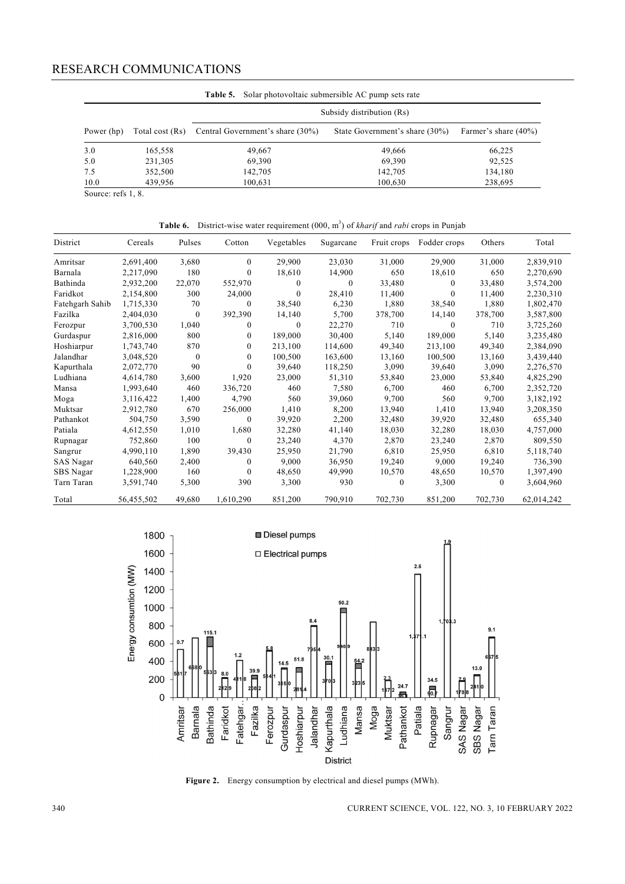**Table 5.** Solar photovoltaic submersible AC pump sets rate

| Power (hp) | Total cost (Rs) | Subsidy distribution (Rs) | | |
|---|---|---|---|---|
| | | Central Government's share (30%) | State Government's share (30%) | Farmer's share (40%) |
| 3.0 | 165,558 | 49,667 | 49,666 | 66,225 |
| 5.0 | 231,305 | 69,390 | 69,390 | 92,525 |
| 7.5 | 352,500 | 142,705 | 142,705 | 134,180 |
| 10.0 | 439,956 | 100,631 | 100,630 | 238,695 |

Source: refs 1, 8.

**Table 6.** District-wise water requirement (000, $m^3$) of *kharif* and *rabi* crops in Punjab

| District | Cereals | Pulses | Cotton | Vegetables | Sugarcane | Fruit crops | Fodder crops | Others | Total |
|---|---|---|---|---|---|---|---|---|---|
| Amritsar | 2,691,400 | 3,680 | 0 | 29,900 | 23,030 | 31,000 | 29,900 | 31,000 | 2,839,910 |
| Barnala | 2,217,090 | 180 | 0 | 18,610 | 14,900 | 650 | 18,610 | 650 | 2,270,690 |
| Bathinda | 2,932,200 | 22,070 | 552,970 | 0 | 0 | 33,480 | 0 | 33,480 | 3,574,200 |
| Faridkot | 2,154,800 | 300 | 24,000 | 0 | 28,410 | 11,400 | 0 | 11,400 | 2,230,310 |
| Fatehgarh Sahib | 1,715,330 | 70 | 0 | 38,540 | 6,230 | 1,880 | 38,540 | 1,880 | 1,802,470 |
| Fazilka | 2,404,030 | 0 | 392,390 | 14,140 | 5,700 | 378,700 | 14,140 | 378,700 | 3,587,800 |
| Ferozpur | 3,700,530 | 1,040 | 0 | 0 | 22,270 | 710 | 0 | 710 | 3,725,260 |
| Gurdaspur | 2,816,000 | 800 | 0 | 189,000 | 30,400 | 5,140 | 189,000 | 5,140 | 3,235,480 |
| Hoshiarpur | 1,743,740 | 870 | 0 | 213,100 | 114,600 | 49,340 | 213,100 | 49,340 | 2,384,090 |
| Jalandhar | 3,048,520 | 0 | 0 | 100,500 | 163,600 | 13,160 | 100,500 | 13,160 | 3,439,440 |
| Kapurthala | 2,072,770 | 90 | 0 | 39,640 | 118,250 | 3,090 | 39,640 | 3,090 | 2,276,570 |
| Ludhiana | 4,614,780 | 3,600 | 1,920 | 23,000 | 51,310 | 53,840 | 23,000 | 53,840 | 4,825,290 |
| Mansa | 1,993,640 | 460 | 336,720 | 460 | 7,580 | 6,700 | 460 | 6,700 | 2,352,720 |
| Moga | 3,116,422 | 1,400 | 4,790 | 560 | 39,060 | 9,700 | 560 | 9,700 | 3,182,192 |
| Muktsar | 2,912,780 | 670 | 256,000 | 1,410 | 8,200 | 13,940 | 1,410 | 13,940 | 3,208,350 |
| Pathankot | 504,750 | 3,590 | 0 | 39,920 | 2,200 | 32,480 | 39,920 | 32,480 | 655,340 |
| Patiala | 4,612,550 | 1,010 | 1,680 | 32,280 | 41,140 | 18,030 | 32,280 | 18,030 | 4,757,000 |
| Rupnagar | 752,860 | 100 | 0 | 23,240 | 4,370 | 2,870 | 23,240 | 2,870 | 809,550 |
| Sangrur | 4,990,110 | 1,890 | 39,430 | 25,950 | 21,790 | 6,810 | 25,950 | 6,810 | 5,118,740 |
| SAS Nagar | 640,560 | 2,400 | 0 | 9,000 | 36,950 | 19,240 | 9,000 | 19,240 | 736,390 |
| SBS Nagar | 1,228,900 | 160 | 0 | 48,650 | 49,990 | 10,570 | 48,650 | 10,570 | 1,397,490 |
| Tarn Taran | 3,591,740 | 5,300 | 390 | 3,300 | 930 | 0 | 3,300 | 0 | 3,604,960 |
| Total | 56,455,502 | 49,680 | 1,610,290 | 851,200 | 790,910 | 702,730 | 851,200 | 702,730 | 62,014,242 |

**Figure 2.** Energy consumption by electrical and diesel pumps (MWh).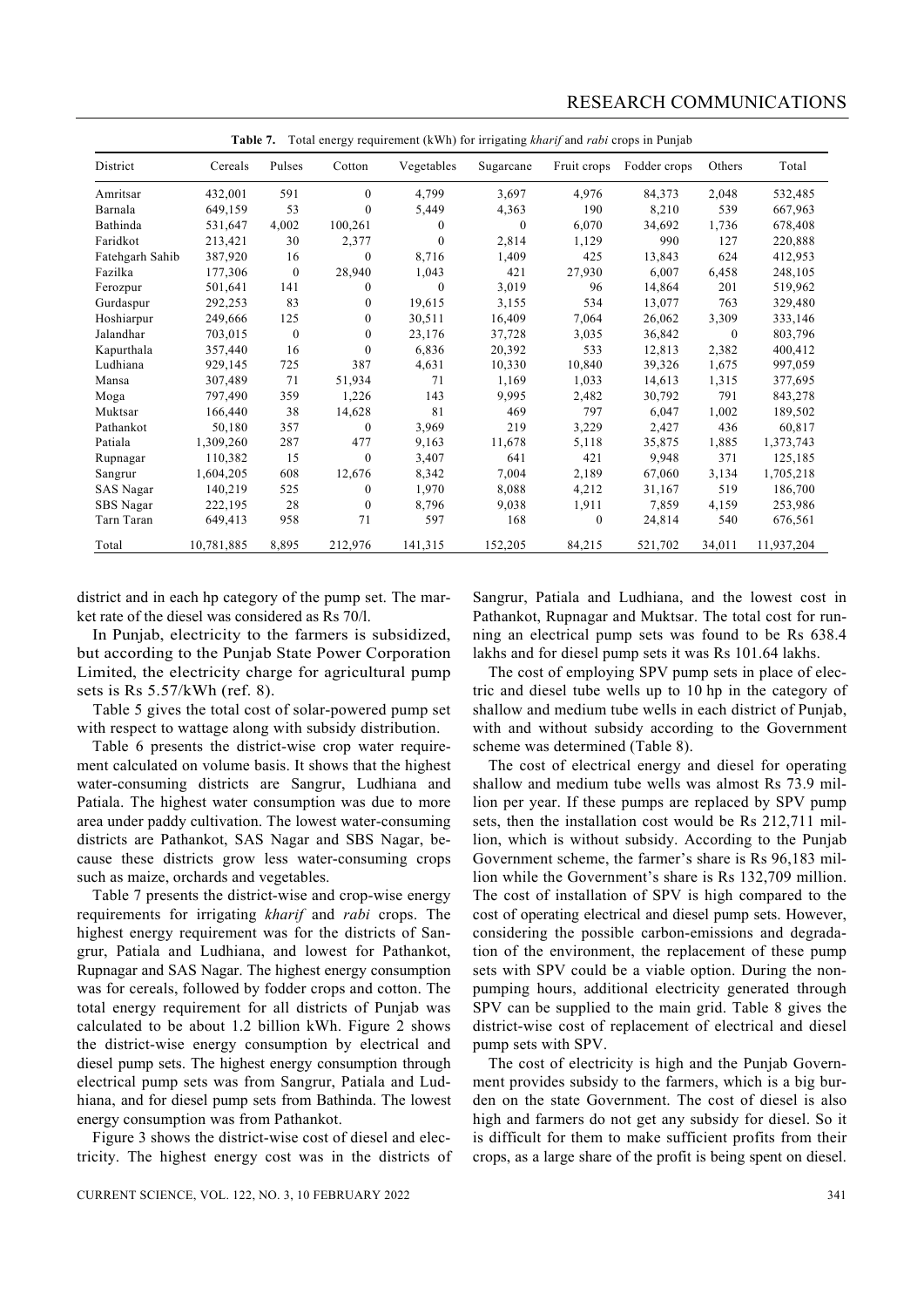**Table 7.** Total energy requirement (kWh) for irrigating *kharif* and *rabi* crops in Punjab

| District | Cereals | Pulses | Cotton | Vegetables | Sugarcane | Fruit crops | Fodder crops | Others | Total |
|---|---|---|---|---|---|---|---|---|---|
| Amritsar | 432,001 | 591 | 0 | 4,799 | 3,697 | 4,976 | 84,373 | 2,048 | 532,485 |
| Barnala | 649,159 | 53 | 0 | 5,449 | 4,363 | 190 | 8,210 | 539 | 667,963 |
| Bathinda | 531,647 | 4,002 | 100,261 | 0 | 0 | 6,070 | 34,692 | 1,736 | 678,408 |
| Faridkot | 213,421 | 30 | 2,377 | 0 | 2,814 | 1,129 | 990 | 127 | 220,888 |
| Fatehgarh Sahib | 387,920 | 16 | 0 | 8,716 | 1,409 | 425 | 13,843 | 624 | 412,953 |
| Fazilka | 177,306 | 0 | 28,940 | 1,043 | 421 | 27,930 | 6,007 | 6,458 | 248,105 |
| Ferozpur | 501,641 | 141 | 0 | 0 | 3,019 | 96 | 14,864 | 201 | 519,962 |
| Gurdaspur | 292,253 | 83 | 0 | 19,615 | 3,155 | 534 | 13,077 | 763 | 329,480 |
| Hoshiarpur | 249,666 | 125 | 0 | 30,511 | 16,409 | 7,064 | 26,062 | 3,309 | 333,146 |
| Jalandhar | 703,015 | 0 | 0 | 23,176 | 37,728 | 3,035 | 36,842 | 0 | 803,796 |
| Kapurthala | 357,440 | 16 | 0 | 6,836 | 20,392 | 533 | 12,813 | 2,382 | 400,412 |
| Ludhiana | 929,145 | 725 | 387 | 4,631 | 10,330 | 10,840 | 39,326 | 1,675 | 997,059 |
| Mansa | 307,489 | 71 | 51,934 | 71 | 1,169 | 1,033 | 14,613 | 1,315 | 377,695 |
| Moga | 797,490 | 359 | 1,226 | 143 | 9,995 | 2,482 | 30,792 | 791 | 843,278 |
| Muktsar | 166,440 | 38 | 14,628 | 81 | 469 | 797 | 6,047 | 1,002 | 189,502 |
| Pathankot | 50,180 | 357 | 0 | 3,969 | 219 | 3,229 | 2,427 | 436 | 60,817 |
| Patiala | 1,309,260 | 287 | 477 | 9,163 | 11,678 | 5,118 | 35,875 | 1,885 | 1,373,743 |
| Rupnagar | 110,382 | 15 | 0 | 3,407 | 641 | 421 | 9,948 | 371 | 125,185 |
| Sangrur | 1,604,205 | 608 | 12,676 | 8,342 | 7,004 | 2,189 | 67,060 | 3,134 | 1,705,218 |
| SAS Nagar | 140,219 | 525 | 0 | 1,970 | 8,088 | 4,212 | 31,167 | 519 | 186,700 |
| SBS Nagar | 222,195 | 28 | 0 | 8,796 | 9,038 | 1,911 | 7,859 | 4,159 | 253,986 |
| Tarn Taran | 649,413 | 958 | 71 | 597 | 168 | 0 | 24,814 | 540 | 676,561 |
| Total | 10,781,885 | 8,895 | 212,976 | 141,315 | 152,205 | 84,215 | 521,702 | 34,011 | 11,937,204 |

district and in each hp category of the pump set. The market rate of the diesel was considered as Rs 70/l.

In Punjab, electricity to the farmers is subsidized, but according to the Punjab State Power Corporation Limited, the electricity charge for agricultural pump sets is Rs 5.57/kWh (ref. 8).

Table 5 gives the total cost of solar-powered pump set with respect to wattage along with subsidy distribution.

Table 6 presents the district-wise crop water requirement calculated on volume basis. It shows that the highest water-consuming districts are Sangrur, Ludhiana and Patiala. The highest water consumption was due to more area under paddy cultivation. The lowest water-consuming districts are Pathankot, SAS Nagar and SBS Nagar, because these districts grow less water-consuming crops such as maize, orchards and vegetables.

Table 7 presents the district-wise and crop-wise energy requirements for irrigating *kharif* and *rabi* crops. The highest energy requirement was for the districts of Sangrur, Patiala and Ludhiana, and lowest for Pathankot, Rupnagar and SAS Nagar. The highest energy consumption was for cereals, followed by fodder crops and cotton. The total energy requirement for all districts of Punjab was calculated to be about 1.2 billion kWh. Figure 2 shows the district-wise energy consumption by electrical and diesel pump sets. The highest energy consumption through electrical pump sets was from Sangrur, Patiala and Ludhiana, and for diesel pump sets from Bathinda. The lowest energy consumption was from Pathankot.

Figure 3 shows the district-wise cost of diesel and electricity. The highest energy cost was in the districts of Sangrur, Patiala and Ludhiana, and the lowest cost in Pathankot, Rupnagar and Muktsar. The total cost for running an electrical pump sets was found to be Rs 638.4 lakhs and for diesel pump sets it was Rs 101.64 lakhs.

The cost of employing SPV pump sets in place of electric and diesel tube wells up to 10 hp in the category of shallow and medium tube wells in each district of Punjab, with and without subsidy according to the Government scheme was determined (Table 8).

The cost of electrical energy and diesel for operating shallow and medium tube wells was almost Rs 73.9 million per year. If these pumps are replaced by SPV pump sets, then the installation cost would be Rs 212,711 million, which is without subsidy. According to the Punjab Government scheme, the farmer's share is Rs 96,183 million while the Government's share is Rs 132,709 million. The cost of installation of SPV is high compared to the cost of operating electrical and diesel pump sets. However, considering the possible carbon-emissions and degradation of the environment, the replacement of these pump sets with SPV could be a viable option. During the non-pumping hours, additional electricity generated through SPV can be supplied to the main grid. Table 8 gives the district-wise cost of replacement of electrical and diesel pump sets with SPV.

The cost of electricity is high and the Punjab Government provides subsidy to the farmers, which is a big burden on the state Government. The cost of diesel is also high and farmers do not get any subsidy for diesel. So it is difficult for them to make sufficient profits from their crops, as a large share of the profit is being spent on diesel.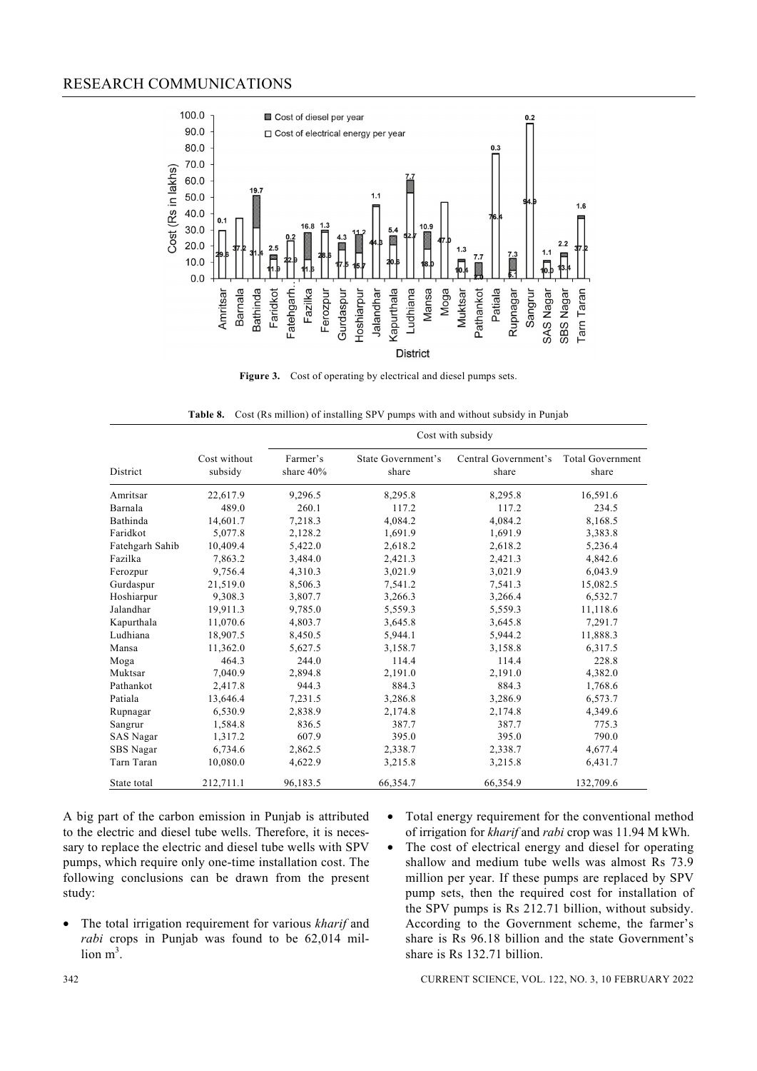**Figure 3.** Cost of operating by electrical and diesel pumps sets.

**Table 8.** Cost (Rs million) of installing SPV pumps with and without subsidy in Punjab

| District | Cost without subsidy | Cost with subsidy | | | |
|---|---|---|---|---|---|
| | | Farmer's share 40% | State Government's share | Central Government's share | Total Government share |
| Amritsar | 22,617.9 | 9,296.5 | 8,295.8 | 8,295.8 | 16,591.6 |
| Barnala | 489.0 | 260.1 | 117.2 | 117.2 | 234.5 |
| Bathinda | 14,601.7 | 7,218.3 | 4,084.2 | 4,084.2 | 8,168.5 |
| Faridkot | 5,077.8 | 2,128.2 | 1,691.9 | 1,691.9 | 3,383.8 |
| Fatehgarh Sahib | 10,409.4 | 5,422.0 | 2,618.2 | 2,618.2 | 5,236.4 |
| Fazilka | 7,863.2 | 3,484.0 | 2,421.3 | 2,421.3 | 4,842.6 |
| Ferozpur | 9,756.4 | 4,310.3 | 3,021.9 | 3,021.9 | 6,043.9 |
| Gurdaspur | 21,519.0 | 8,506.3 | 7,541.2 | 7,541.3 | 15,082.5 |
| Hoshiarpur | 9,308.3 | 3,807.7 | 3,266.3 | 3,266.4 | 6,532.7 |
| Jalandhar | 19,911.3 | 9,785.0 | 5,559.3 | 5,559.3 | 11,118.6 |
| Kapurthala | 11,070.6 | 4,803.7 | 3,645.8 | 3,645.8 | 7,291.7 |
| Ludhiana | 18,907.5 | 8,450.5 | 5,944.1 | 5,944.2 | 11,888.3 |
| Mansa | 11,362.0 | 5,627.5 | 3,158.7 | 3,158.8 | 6,317.5 |
| Moga | 464.3 | 244.0 | 114.4 | 114.4 | 228.8 |
| Muktsar | 7,040.9 | 2,894.8 | 2,191.0 | 2,191.0 | 4,382.0 |
| Pathankot | 2,417.8 | 944.3 | 884.3 | 884.3 | 1,768.6 |
| Patiala | 13,646.4 | 7,231.5 | 3,286.8 | 3,286.9 | 6,573.7 |
| Rupnagar | 6,530.9 | 2,838.9 | 2,174.8 | 2,174.8 | 4,349.6 |
| Sangrur | 1,584.8 | 836.5 | 387.7 | 387.7 | 775.3 |
| SAS Nagar | 1,317.2 | 607.9 | 395.0 | 395.0 | 790.0 |
| SBS Nagar | 6,734.6 | 2,862.5 | 2,338.7 | 2,338.7 | 4,677.4 |
| Tarn Taran | 10,080.0 | 4,622.9 | 3,215.8 | 3,215.8 | 6,431.7 |
| State total | 212,711.1 | 96,183.5 | 66,354.7 | 66,354.9 | 132,709.6 |

A big part of the carbon emission in Punjab is attributed to the electric and diesel tube wells. Therefore, it is necessary to replace the electric and diesel tube wells with SPV pumps, which require only one-time installation cost. The following conclusions can be drawn from the present study:

- The total irrigation requirement for various *kharif* and *rabi* crops in Punjab was found to be 62,014 million $m^3$.
- Total energy requirement for the conventional method of irrigation for *kharif* and *rabi* crop was 11.94 M kWh.
- The cost of electrical energy and diesel for operating shallow and medium tube wells was almost Rs 73.9 million per year. If these pumps are replaced by SPV pump sets, then the required cost for installation of the SPV pumps is Rs 212.71 billion, without subsidy. According to the Government scheme, the farmer's share is Rs 96.18 billion and the state Government's share is Rs 132.71 billion.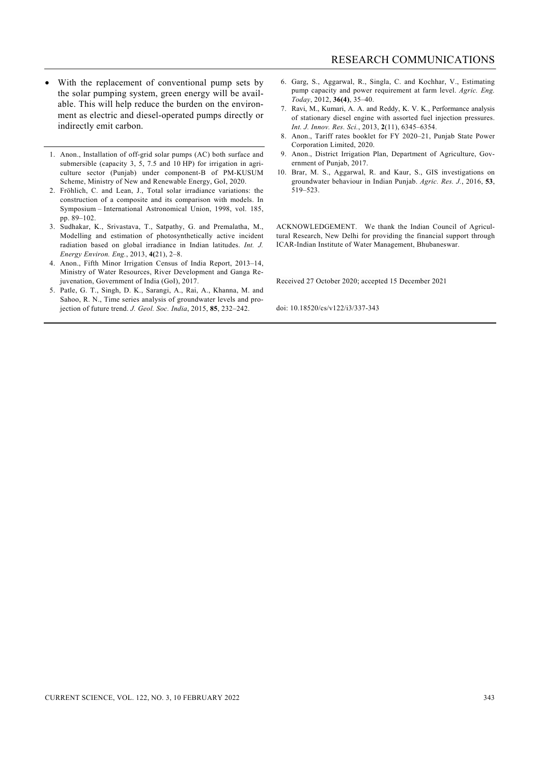- With the replacement of conventional pump sets by the solar pumping system, green energy will be available. This will help reduce the burden on the environment as electric and diesel-operated pumps directly or indirectly emit carbon.

---

1. Anon., Installation of off-grid solar pumps (AC) both surface and submersible (capacity 3, 5, 7.5 and 10 HP) for irrigation in agriculture sector (Punjab) under component-B of PM-KUSUM Scheme, Ministry of New and Renewable Energy, GoI, 2020.
2. Fröhlich, C. and Lean, J., Total solar irradiance variations: the construction of a composite and its comparison with models. In Symposium – International Astronomical Union, 1998, vol. 185, pp. 89–102.
3. Sudhakar, K., Srivastava, T., Satpathy, G. and Premalatha, M., Modelling and estimation of photosynthetically active incident radiation based on global irradiance in Indian latitudes. *Int. J. Energy Environ. Eng.*, 2013, **4**(21), 2–8.
4. Anon., Fifth Minor Irrigation Census of India Report, 2013–14, Ministry of Water Resources, River Development and Ganga Rejuvenation, Government of India (GoI), 2017.
5. Patle, G. T., Singh, D. K., Sarangi, A., Rai, A., Khanna, M. and Sahoo, R. N., Time series analysis of groundwater levels and projection of future trend. *J. Geol. Soc. India*, 2015, **85**, 232–242.
6. Garg, S., Aggarwal, R., Singla, C. and Kochhar, V., Estimating pump capacity and power requirement at farm level. *Agric. Eng. Today*, 2012, **36(4)**, 35–40.
7. Ravi, M., Kumari, A. A. and Reddy, K. V. K., Performance analysis of stationary diesel engine with assorted fuel injection pressures. *Int. J. Innov. Res. Sci.*, 2013, **2**(11), 6345–6354.
8. Anon., Tariff rates booklet for FY 2020–21, Punjab State Power Corporation Limited, 2020.
9. Anon., District Irrigation Plan, Department of Agriculture, Government of Punjab, 2017.
10. Brar, M. S., Aggarwal, R. and Kaur, S., GIS investigations on groundwater behaviour in Indian Punjab. *Agric. Res. J.*, 2016, **53**, 519–523.

ACKNOWLEDGEMENT. We thank the Indian Council of Agricultural Research, New Delhi for providing the financial support through ICAR-Indian Institute of Water Management, Bhubaneswar.

Received 27 October 2020; accepted 15 December 2021

doi: 10.18520/cs/v122/i3/337-343